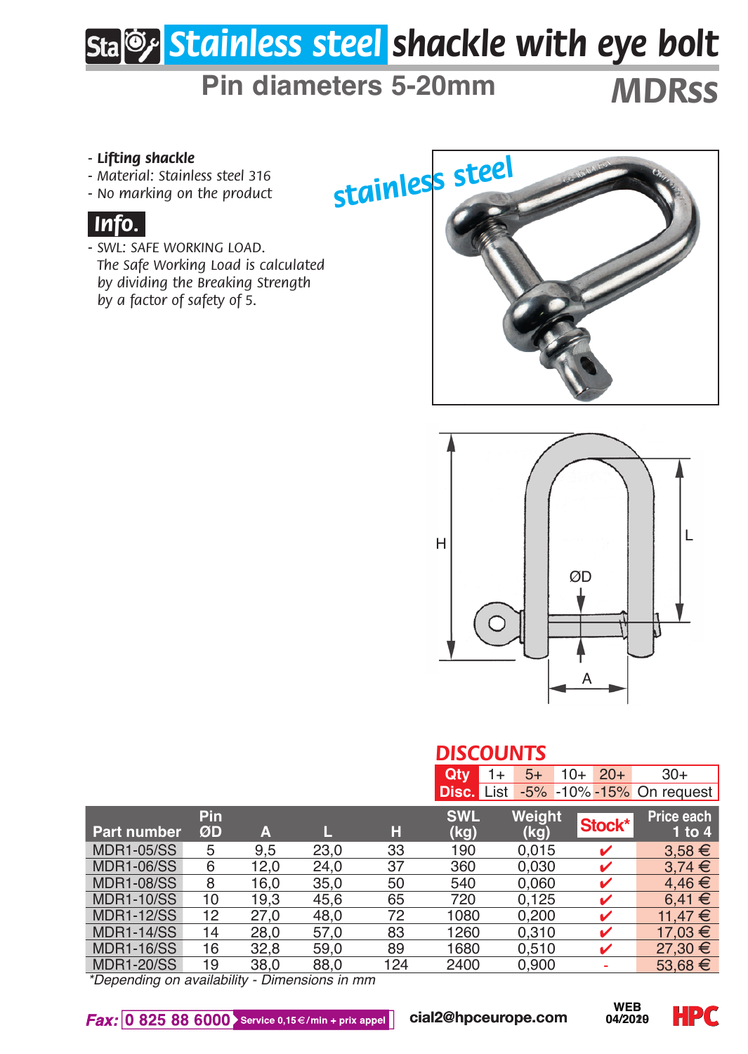# Stainless steel shackle with eye bolt

## Pin diameters 5-20mm

**MDRss**

- ***Lifting shackle***
- *Material: Stainless steel 316*
- *No marking on the product*

### Info.

- *SWL: SAFE WORKING LOAD.*
  *The Safe Working Load is calculated by dividing the Breaking Strength by a factor of safety of 5.*

stainless steel

H

L

ØD

A

## DISCOUNTS

| Qty | 1+ | 5+ | 10+ | 20+ | 30+ |
|---|---|---|---|---|---|
| Disc. | List | -5% | -10% | -15% | On request |

| Part number | Pin ØD | A | L | H | SWL (kg) | Weight (kg) | Stock* | Price each 1 to 4 |
|---|---|---|---|---|---|---|---|---|
| MDR1-05/SS | 5 | 9,5 | 23,0 | 33 | 190 | 0,015 | ✔ | 3,58 € |
| MDR1-06/SS | 6 | 12,0 | 24,0 | 37 | 360 | 0,030 | ✔ | 3,74 € |
| MDR1-08/SS | 8 | 16,0 | 35,0 | 50 | 540 | 0,060 | ✔ | 4,46 € |
| MDR1-10/SS | 10 | 19,3 | 45,6 | 65 | 720 | 0,125 | ✔ | 6,41 € |
| MDR1-12/SS | 12 | 27,0 | 48,0 | 72 | 1080 | 0,200 | ✔ | 11,47 € |
| MDR1-14/SS | 14 | 28,0 | 57,0 | 83 | 1260 | 0,310 | ✔ | 17,03 € |
| MDR1-16/SS | 16 | 32,8 | 59,0 | 89 | 1680 | 0,510 | ✔ | 27,30 € |
| MDR1-20/SS | 19 | 38,0 | 88,0 | 124 | 2400 | 0,900 | - | 53,68 € |

*\*Depending on availability - Dimensions in mm*

**Fax:** 0 825 88 6000 Service 0,15€/min + prix appel  cial2@hpceurope.com  WEB 04/2020  HPC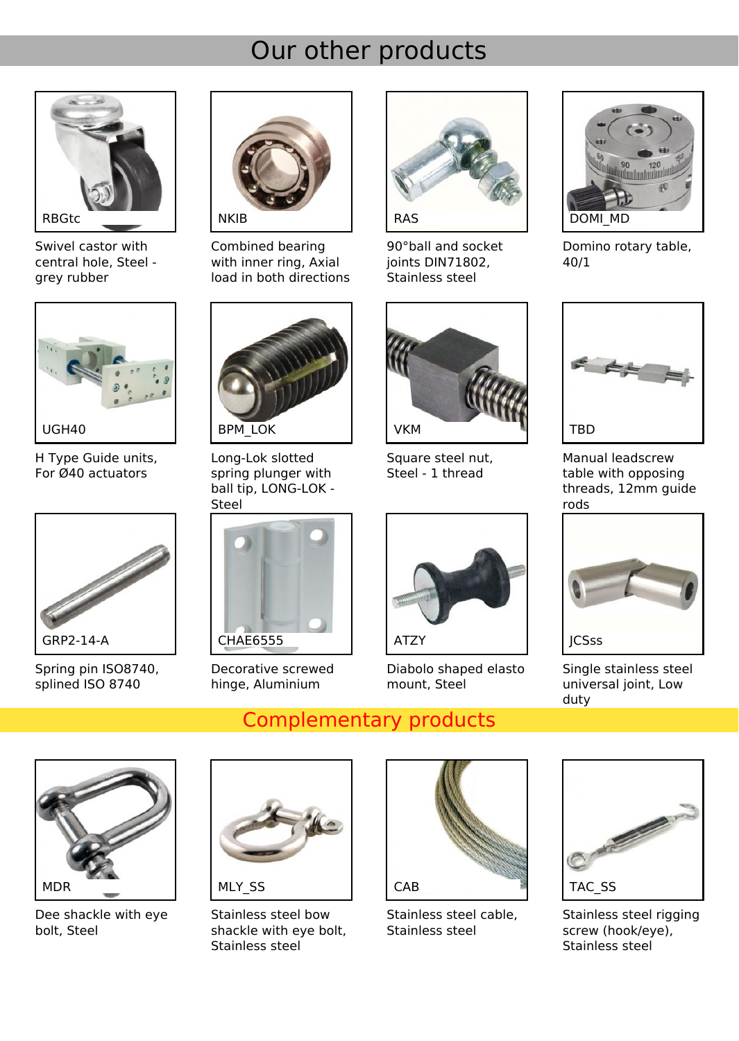# Our other products

RBGtc

Swivel castor with central hole, Steel - grey rubber

NKIB

Combined bearing with inner ring, Axial load in both directions

RAS

90°ball and socket joints DIN71802, Stainless steel

DOMI_MD

Domino rotary table, 40/1

UGH40

H Type Guide units, For Ø40 actuators

BPM_LOK

Long-Lok slotted spring plunger with ball tip, LONG-LOK - Steel

VKM

Square steel nut, Steel - 1 thread

TBD

Manual leadscrew table with opposing threads, 12mm guide rods

GRP2-14-A

Spring pin ISO8740, splined ISO 8740

CHAE6555

Decorative screwed hinge, Aluminium

ATZY

Diabolo shaped elasto mount, Steel

JCSss

Single stainless steel universal joint, Low duty

# Complementary products

MDR

Dee shackle with eye bolt, Steel

MLY_SS

Stainless steel bow shackle with eye bolt, Stainless steel

CAB

Stainless steel cable, Stainless steel

TAC_SS

Stainless steel rigging screw (hook/eye), Stainless steel